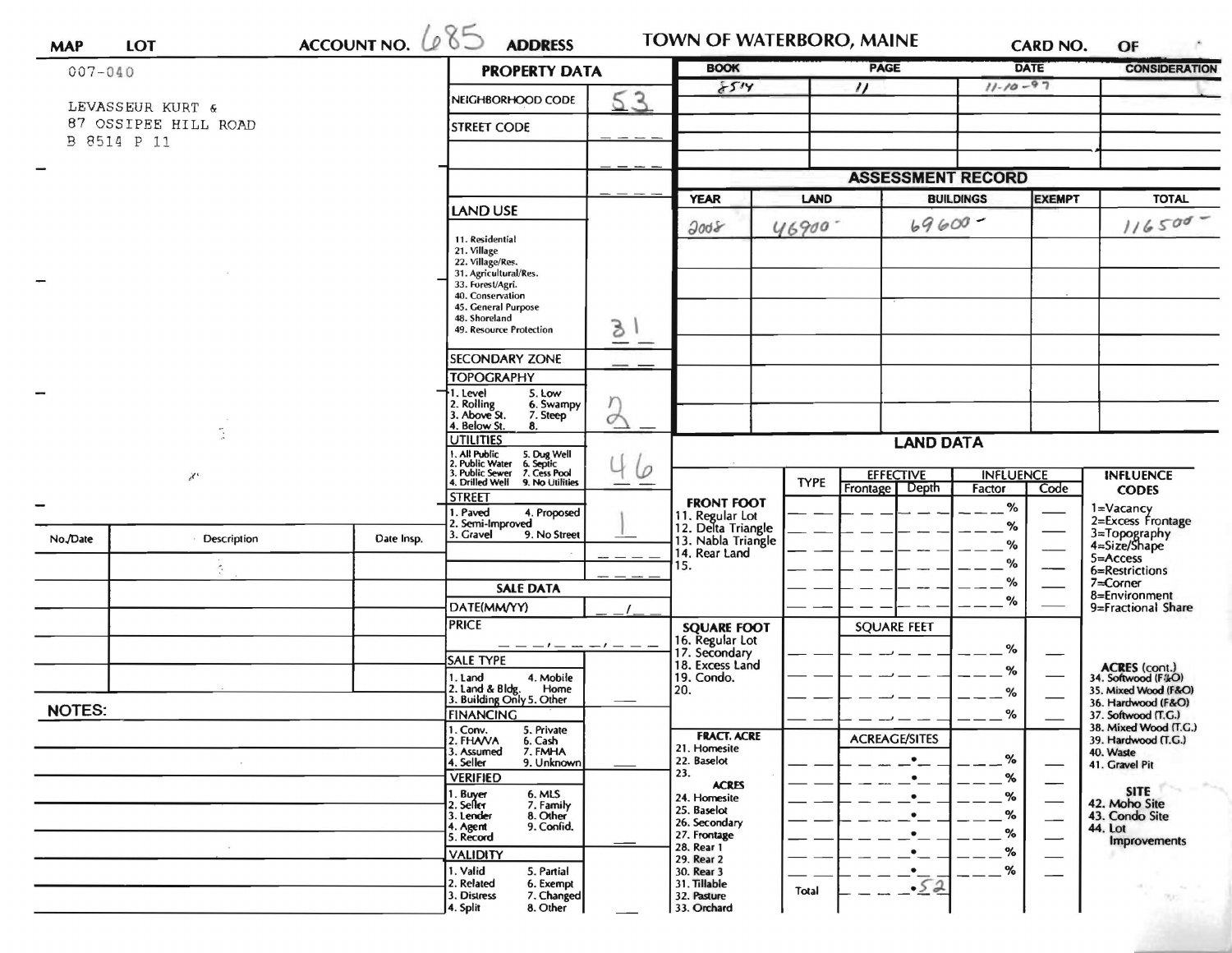**MAP** | **LOT** | **ACCOUNT NO.** 685 | **ADDRESS** | **TOWN OF WATERBORO, MAINE** | **CARD NO.** | **OF**

007-040

LEVASSEUR KURT &
87 OSSIPEE HILL ROAD
B 8514 P 11

## PROPERTY DATA

| Field | Value |
|---|---|
| NEIGHBORHOOD CODE | 53 |
| STREET CODE | |
| LAND USE (11. Residential, 21. Village, 22. Village/Res., 31. Agricultural/Res., 33. Forest/Agri., 40. Conservation, 45. General Purpose, 48. Shoreland, 49. Resource Protection) | 31 |
| SECONDARY ZONE | |
| TOPOGRAPHY (1. Level, 2. Rolling, 3. Above St., 4. Below St., 5. Low, 6. Swampy, 7. Steep, 8.) | 2 |
| UTILITIES (1. All Public, 2. Public Water, 3. Public Sewer, 4. Drilled Well, 5. Dug Well, 6. Septic, 7. Cess Pool, 9. No Utilities) | 46 |
| STREET (1. Paved, 2. Semi-Improved, 3. Gravel, 4. Proposed, 9. No Street) | 1 |

## SALE DATA

| Field | Value |
|---|---|
| DATE(MM/YY) | |
| PRICE | |
| SALE TYPE (1. Land, 2. Land & Bldg., 3. Building Only, 4. Mobile Home, 5. Other) | |
| FINANCING (1. Conv., 2. FHA/VA, 3. Assumed, 4. Seller, 5. Private, 6. Cash, 7. FMHA, 9. Unknown) | |
| VERIFIED (1. Buyer, 2. Seller, 3. Lender, 4. Agent, 5. Record, 6. MLS, 7. Family, 8. Other, 9. Confid.) | |
| VALIDITY (1. Valid, 2. Related, 3. Distress, 4. Split, 5. Partial, 6. Exempt, 7. Changed, 8. Other) | |

| BOOK | PAGE | DATE | CONSIDERATION |
|---|---|---|---|
| 8514 | 11 | 11-10-97 | |

## ASSESSMENT RECORD

| YEAR | LAND | BUILDINGS | EXEMPT | TOTAL |
|---|---|---|---|---|
| 2008 | 46900- | 69600- | | 116500- |

## LAND DATA

| | TYPE | EFFECTIVE Frontage | EFFECTIVE Depth | INFLUENCE Factor | INFLUENCE Code |
|---|---|---|---|---|---|
| **FRONT FOOT** 11. Regular Lot, 12. Delta Triangle, 13. Nabla Triangle, 14. Rear Land, 15. | | | | % | |
| **SQUARE FOOT** 16. Regular Lot, 17. Secondary, 18. Excess Land, 19. Condo., 20. | | SQUARE FEET | | % | |
| **FRACT. ACRE** 21. Homesite, 22. Baselot, 23. **ACRES** 24. Homesite, 25. Baselot, 26. Secondary, 27. Frontage, 28. Rear 1, 29. Rear 2, 30. Rear 3, 31. Tillable, 32. Pasture, 33. Orchard | | ACREAGE/SITES | | % | |
| | Total | .52 | | | |

**INFLUENCE CODES**
1=Vacancy
2=Excess Frontage
3=Topography
4=Size/Shape
5=Access
6=Restrictions
7=Corner
8=Environment
9=Fractional Share

**ACRES (cont.)**
34. Softwood (F&O)
35. Mixed Wood (F&O)
36. Hardwood (F&O)
37. Softwood (T.G.)
38. Mixed Wood (T.G.)
39. Hardwood (T.G.)
40. Waste
41. Gravel Pit

**SITE**
42. Moho Site
43. Condo Site
44. Lot Improvements

| No./Date | Description | Date Insp. |
|---|---|---|
| | | |

**NOTES:**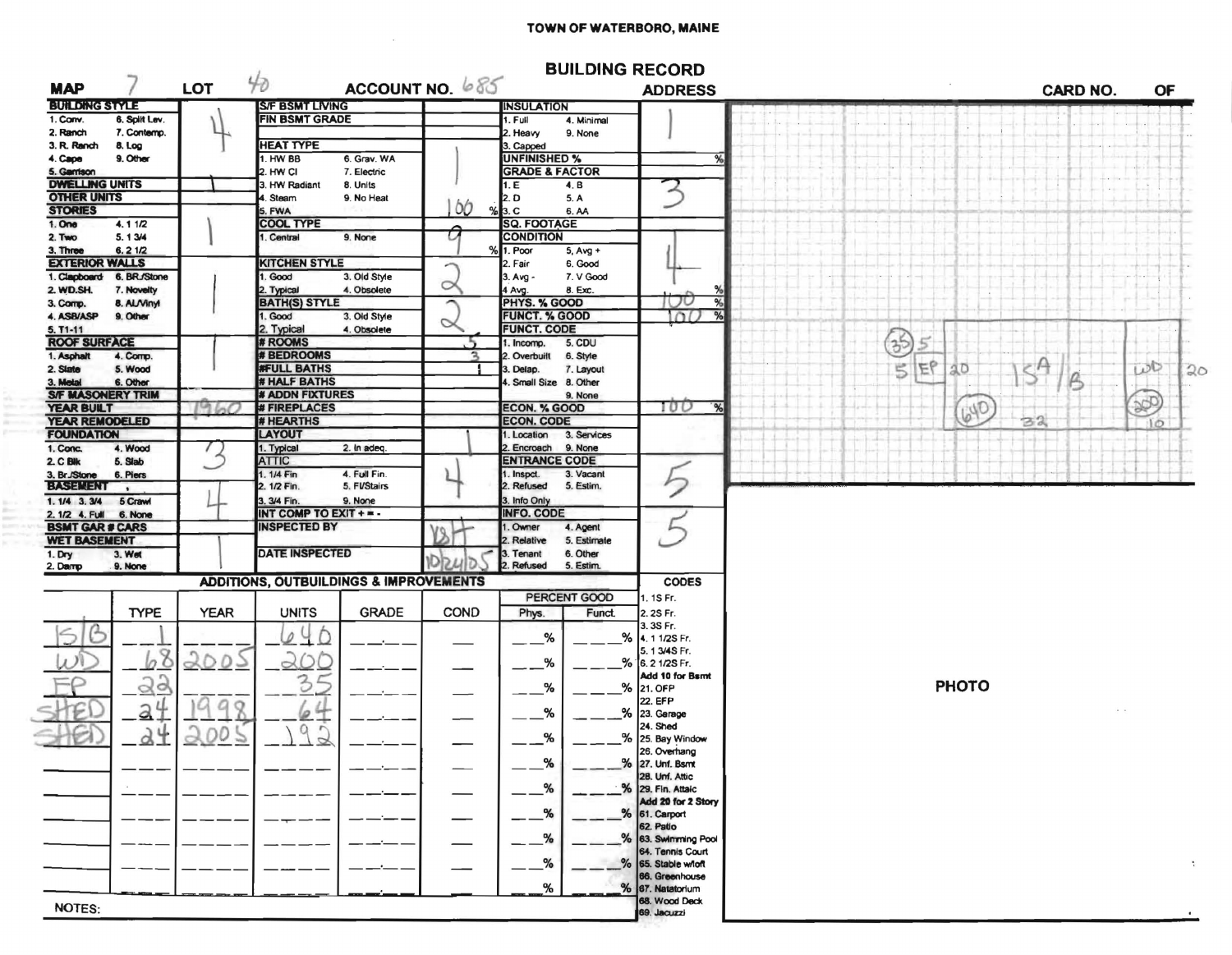# TOWN OF WATERBORO, MAINE

## BUILDING RECORD

**MAP** 7 **LOT** 40 **ACCOUNT NO.** 685 **ADDRESS** **CARD NO.** **OF**

| | | | | | |
|---|---|---|---|---|---|
| **BUILDING STYLE**<br>1. Conv. 6. Split Lev.<br>2. Ranch 7. Contemp.<br>3. R. Ranch 8. Log<br>4. Cape 9. Other<br>5. Garrison | 4 | **S/F BSMT LIVING** | | **INSULATION**<br>1. Full 4. Minimal<br>2. Heavy 9. None<br>3. Capped | 1 |
| | | **FIN BSMT GRADE** | | | |
| **DWELLING UNITS** | 1 | **HEAT TYPE**<br>1. HW BB 6. Grav. WA<br>2. HW CI 7. Electric<br>3. HW Radiant 8. Units<br>4. Steam 9. No Heat<br>5. FWA | 1<br>100 % | **UNFINISHED %** | % |
| **OTHER UNITS** | | | | **GRADE & FACTOR**<br>1. E 4. B<br>2. D 5. A<br>3. C 6. AA | 3 |
| **STORIES**<br>1. One 4. 1 1/2<br>2. Two 5. 1 3/4<br>3. Three 6. 2 1/2 | 1 | **COOL TYPE**<br>1. Central 9. None | 9<br>% | **SQ. FOOTAGE** | |
| **EXTERIOR WALLS**<br>1. Clapboard 6. BR./Stone<br>2. WD.SH. 7. Novelty<br>3. Comp. 8. AL/Vinyl<br>4. ASB/ASP 9. Other<br>5. T1-11 | 1 | **KITCHEN STYLE**<br>1. Good 3. Old Style<br>2. Typical 4. Obsolete | 2 | **CONDITION**<br>1. Poor 5. Avg +<br>2. Fair 6. Good<br>3. Avg - 7. V Good<br>4. Avg. 8. Exc. | 4 |
| | | **BATH(S) STYLE**<br>1. Good 3. Old Style<br>2. Typical 4. Obsolete | 2 | **PHYS. % GOOD** | 100 % |
| | | | | **FUNCT. % GOOD** | 100 % |
| **ROOF SURFACE**<br>1. Asphalt 4. Comp.<br>2. Slate 5. Wood<br>3. Metal 6. Other | 1 | **# ROOMS** | 5 | **FUNCT. CODE**<br>1. Incomp. 5. CDU<br>2. Overbuilt 6. Style<br>3. Delap. 7. Layout<br>4. Small Size 8. Other<br>9. None | |
| | | **# BEDROOMS** | 3 | | |
| | | **#FULL BATHS** | 1 | | |
| | | **# HALF BATHS** | | | |
| **S/F MASONERY TRIM** | | **# ADDN FIXTURES** | | | |
| **YEAR BUILT** | 1960 | **# FIREPLACES** | | **ECON. % GOOD** | 100 % |
| **YEAR REMODELED** | | **# HEARTHS** | | **ECON. CODE** | |
| **FOUNDATION**<br>1. Conc. 4. Wood<br>2. C Blk 5. Slab<br>3. Br./Stone 6. Piers | 3 | **LAYOUT**<br>1. Typical 2. In adeq. | 1 | 1. Location 3. Services<br>2. Encroach 9. None | |
| **BASEMENT**<br>1. 1/4 3. 3/4 5 Crawl<br>2. 1/2 4. Full 6. None | 4 | **ATTIC**<br>1. 1/4 Fin 4. Full Fin.<br>2. 1/2 Fin. 5. Fl/Stairs<br>3. 3/4 Fin. 9. None | 4 | **ENTRANCE CODE**<br>1. Inspct. 3. Vacant<br>2. Refused 5. Estim.<br>3. Info Only | 5 |
| **BSMT GAR # CARS** | | **INT COMP TO EXIT + = -** | | **INFO. CODE**<br>1. Owner 4. Agent<br>2. Relative 5. Estimate<br>3. Tenant 6. Other | 5 |
| **WET BASEMENT**<br>1. Dry 3. Wet<br>2. Damp 9. None | 1 | **INSPECTED BY** | YSH | | |
| | | **DATE INSPECTED** | 10/24/05 | 2. Refused 5. Estim. | |

Sketch: EP 5 x 5 (35); 1S/B 20 x 32 (640); WD 20 x 10 (200)

## ADDITIONS, OUTBUILDINGS & IMPROVEMENTS

| | TYPE | YEAR | UNITS | GRADE | COND | PERCENT GOOD Phys. | PERCENT GOOD Funct. |
|---|---|---|---|---|---|---|---|
| 1S/B | 1 | | 640 | | | % | % |
| WD | 68 | 2005 | 200 | | | % | % |
| EP | 22 | | 35 | | | % | % |
| SHED | 24 | 1998 | 64 | | | % | % |
| SHED | 24 | 2005 | 192 | | | % | % |
| | | | | | | % | % |
| | | | | | | % | % |
| | | | | | | % | % |
| | | | | | | % | % |
| | | | | | | % | % |
| | | | | | | % | % |

**CODES**
1. 1S Fr.
2. 2S Fr.
3. 3S Fr.
4. 1 1/2S Fr.
5. 1 3/4S Fr.
6. 2 1/2S Fr.
**Add 10 for Bsmt**
21. OFP
22. EFP
23. Garage
24. Shed
25. Bay Window
26. Overhang
27. Unf. Bsmt
28. Unf. Attic
29. Fin. Attaic
**Add 20 for 2 Story**
61. Carport
62. Patio
63. Swimming Pool
64. Tennis Court
65. Stable w/loft
66. Greenhouse
67. Natatorium
68. Wood Deck
69. Jacuzzi

**PHOTO**

NOTES: